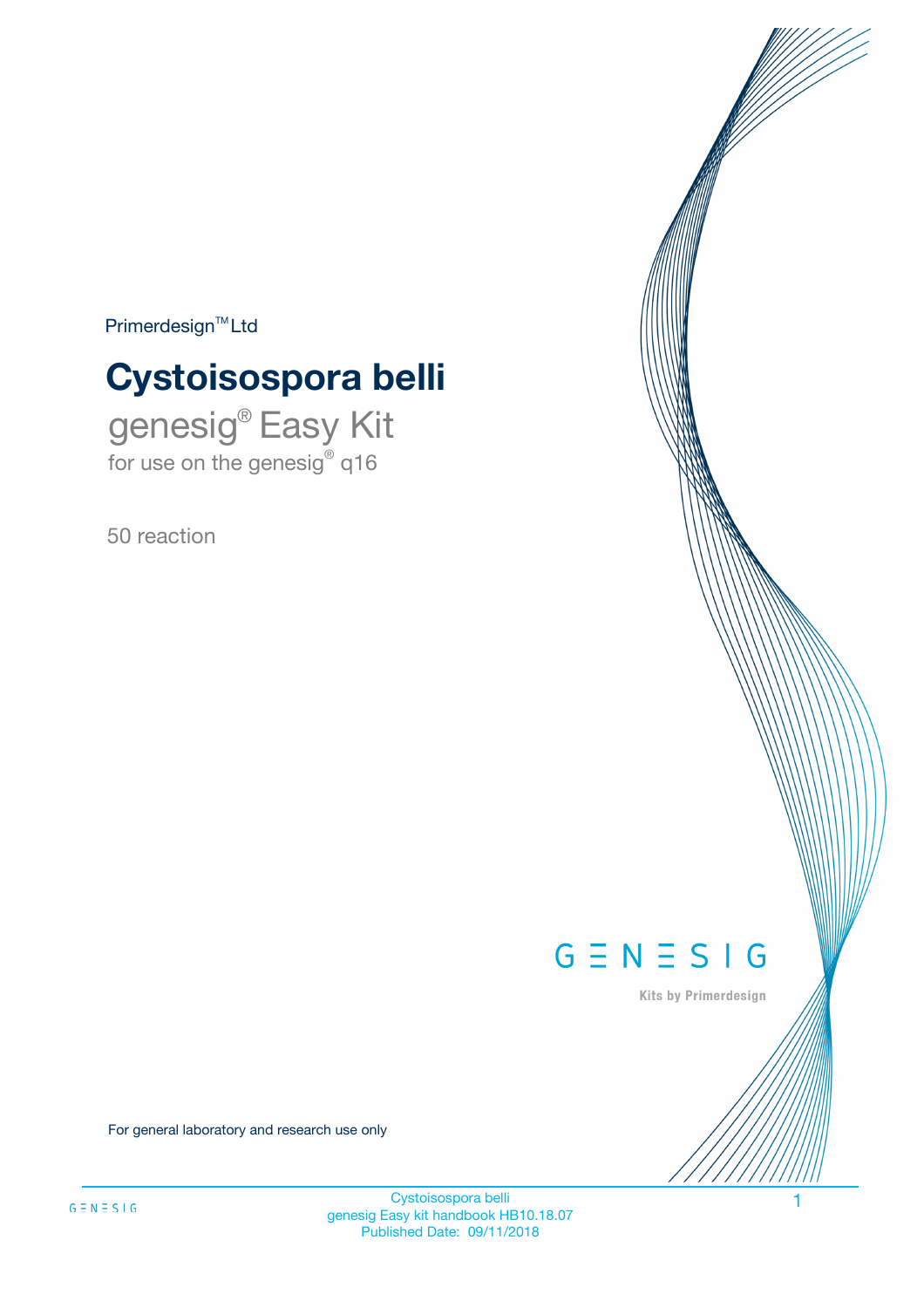Primerdesign™ Ltd

# Cystoisospora belli

## genesig® Easy Kit

for use on the genesig® q16

50 reaction

GENESIG

Kits by Primerdesign

For general laboratory and research use only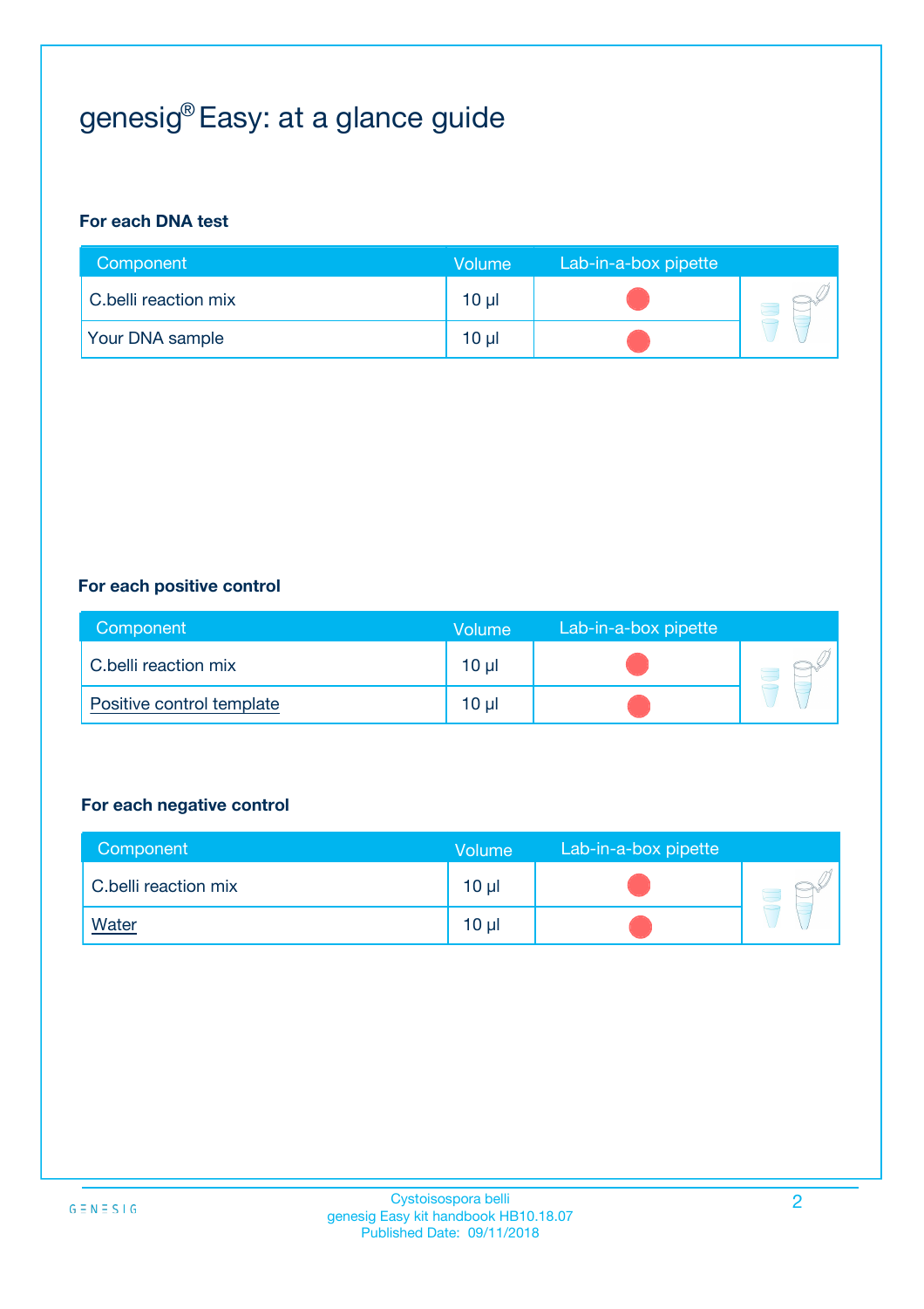# genesig® Easy: at a glance guide

**For each DNA test**

| Component | Volume | Lab-in-a-box pipette |
|---|---|---|
| C.belli reaction mix | 10 µl | |
| Your DNA sample | 10 µl | |

**For each positive control**

| Component | Volume | Lab-in-a-box pipette |
|---|---|---|
| C.belli reaction mix | 10 µl | |
| Positive control template | 10 µl | |

**For each negative control**

| Component | Volume | Lab-in-a-box pipette |
|---|---|---|
| C.belli reaction mix | 10 µl | |
| Water | 10 µl | |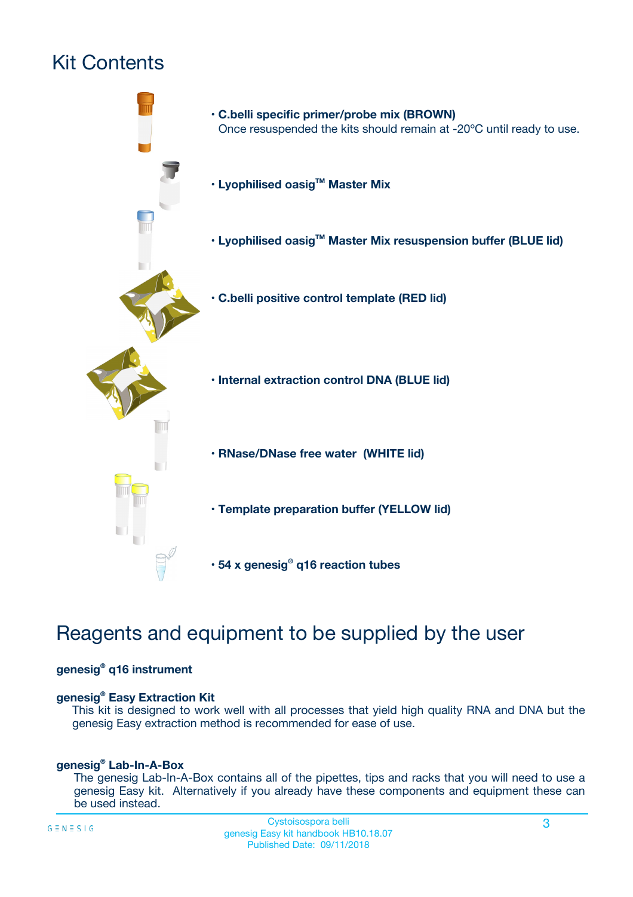# Kit Contents

- **C.belli specific primer/probe mix (BROWN)**
  Once resuspended the kits should remain at -20ºC until ready to use.
- **Lyophilised oasig™ Master Mix**
- **Lyophilised oasig™ Master Mix resuspension buffer (BLUE lid)**
- **C.belli positive control template (RED lid)**
- **Internal extraction control DNA (BLUE lid)**
- **RNase/DNase free water (WHITE lid)**
- **Template preparation buffer (YELLOW lid)**
- **54 x genesig® q16 reaction tubes**

# Reagents and equipment to be supplied by the user

**genesig® q16 instrument**

**genesig® Easy Extraction Kit**

This kit is designed to work well with all processes that yield high quality RNA and DNA but the genesig Easy extraction method is recommended for ease of use.

**genesig® Lab-In-A-Box**

The genesig Lab-In-A-Box contains all of the pipettes, tips and racks that you will need to use a genesig Easy kit. Alternatively if you already have these components and equipment these can be used instead.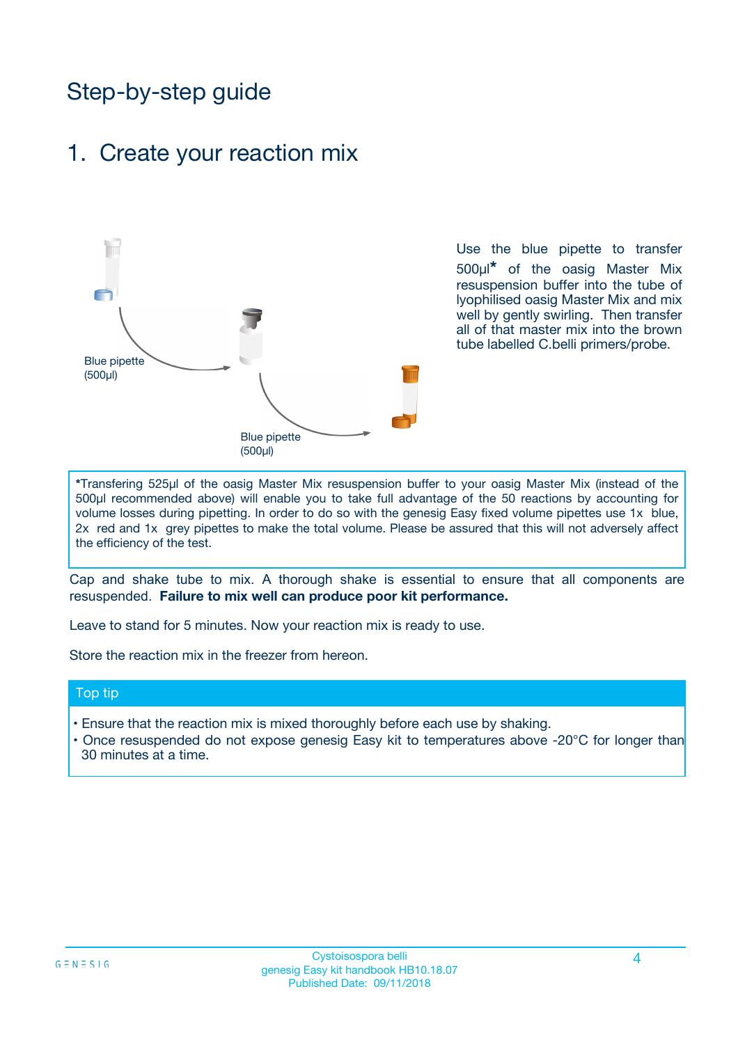# Step-by-step guide

## 1. Create your reaction mix

Blue pipette (500µl)

Blue pipette (500µl)

Use the blue pipette to transfer 500µl* of the oasig Master Mix resuspension buffer into the tube of lyophilised oasig Master Mix and mix well by gently swirling. Then transfer all of that master mix into the brown tube labelled C.belli primers/probe.

*Transfering 525µl of the oasig Master Mix resuspension buffer to your oasig Master Mix (instead of the 500µl recommended above) will enable you to take full advantage of the 50 reactions by accounting for volume losses during pipetting. In order to do so with the genesig Easy fixed volume pipettes use 1x blue, 2x red and 1x grey pipettes to make the total volume. Please be assured that this will not adversely affect the efficiency of the test.

Cap and shake tube to mix. A thorough shake is essential to ensure that all components are resuspended. **Failure to mix well can produce poor kit performance.**

Leave to stand for 5 minutes. Now your reaction mix is ready to use.

Store the reaction mix in the freezer from hereon.

**Top tip**

- Ensure that the reaction mix is mixed thoroughly before each use by shaking.
- Once resuspended do not expose genesig Easy kit to temperatures above -20°C for longer than 30 minutes at a time.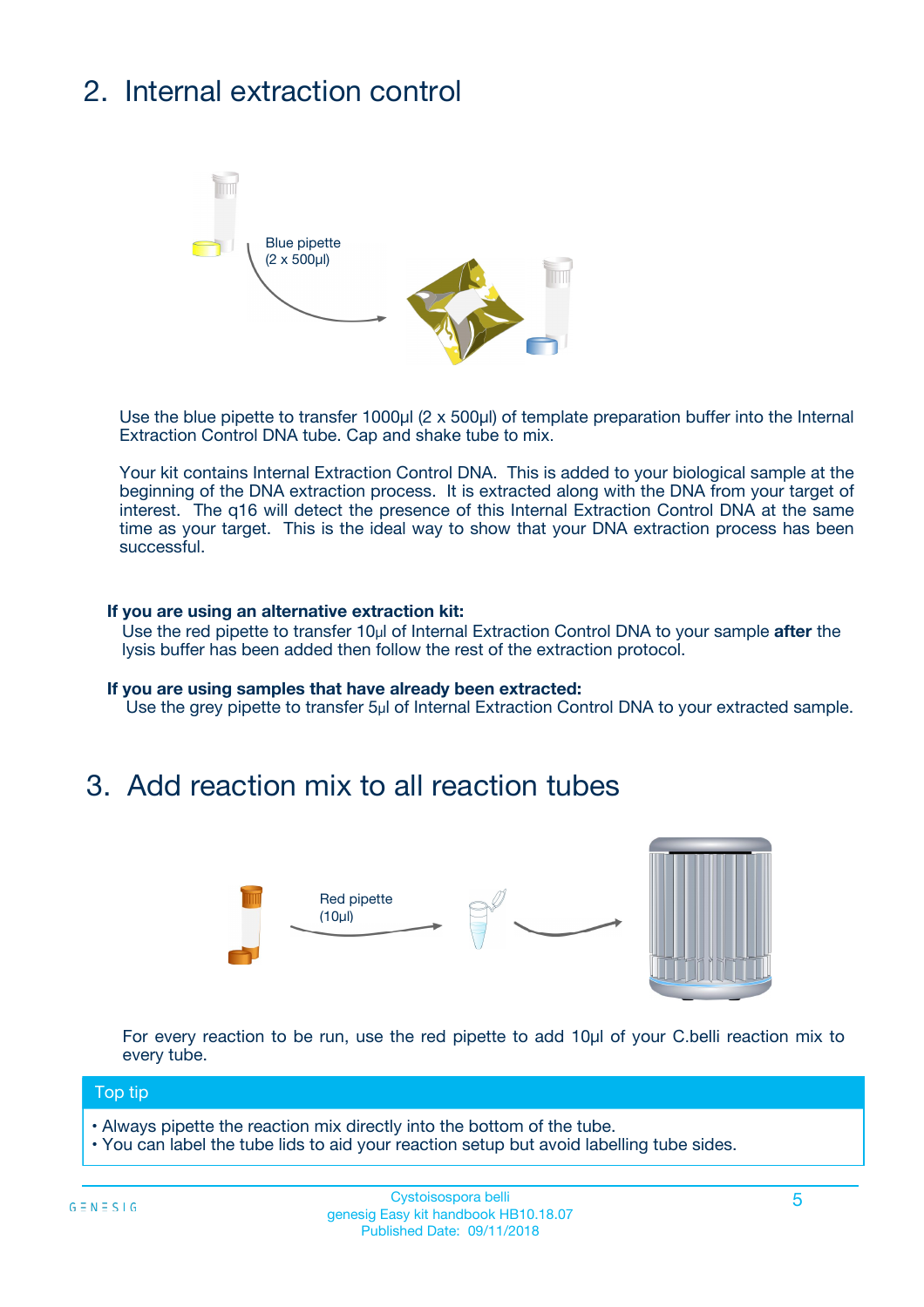## 2. Internal extraction control

Blue pipette (2 x 500µl)

Use the blue pipette to transfer 1000µl (2 x 500µl) of template preparation buffer into the Internal Extraction Control DNA tube. Cap and shake tube to mix.

Your kit contains Internal Extraction Control DNA. This is added to your biological sample at the beginning of the DNA extraction process. It is extracted along with the DNA from your target of interest. The q16 will detect the presence of this Internal Extraction Control DNA at the same time as your target. This is the ideal way to show that your DNA extraction process has been successful.

**If you are using an alternative extraction kit:**

Use the red pipette to transfer 10µl of Internal Extraction Control DNA to your sample **after** the lysis buffer has been added then follow the rest of the extraction protocol.

**If you are using samples that have already been extracted:**

Use the grey pipette to transfer 5µl of Internal Extraction Control DNA to your extracted sample.

## 3. Add reaction mix to all reaction tubes

Red pipette (10µl)

For every reaction to be run, use the red pipette to add 10µl of your C.belli reaction mix to every tube.

**Top tip**

- Always pipette the reaction mix directly into the bottom of the tube.
- You can label the tube lids to aid your reaction setup but avoid labelling tube sides.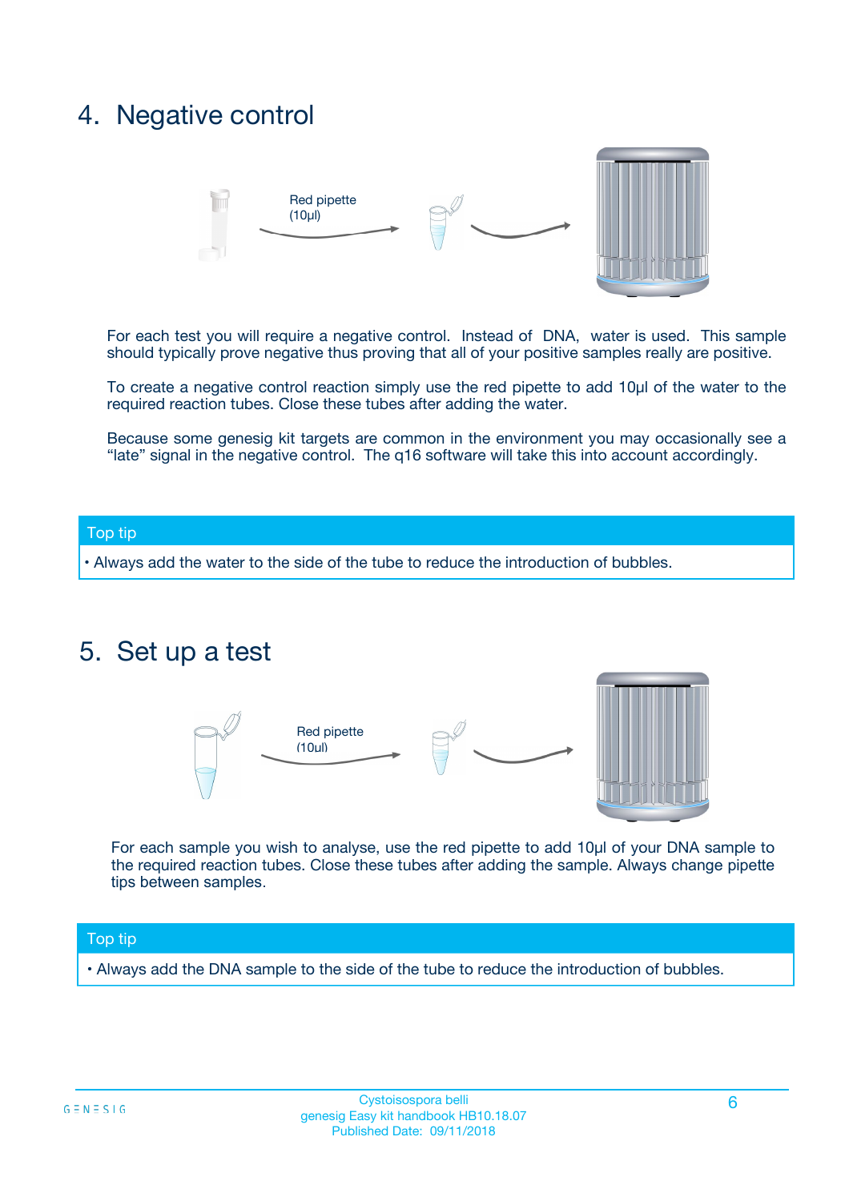## 4. Negative control

Red pipette (10µl)

For each test you will require a negative control. Instead of DNA, water is used. This sample should typically prove negative thus proving that all of your positive samples really are positive.

To create a negative control reaction simply use the red pipette to add 10µl of the water to the required reaction tubes. Close these tubes after adding the water.

Because some genesig kit targets are common in the environment you may occasionally see a "late" signal in the negative control. The q16 software will take this into account accordingly.

**Top tip**

- Always add the water to the side of the tube to reduce the introduction of bubbles.

## 5. Set up a test

Red pipette (10µl)

For each sample you wish to analyse, use the red pipette to add 10µl of your DNA sample to the required reaction tubes. Close these tubes after adding the sample. Always change pipette tips between samples.

**Top tip**

- Always add the DNA sample to the side of the tube to reduce the introduction of bubbles.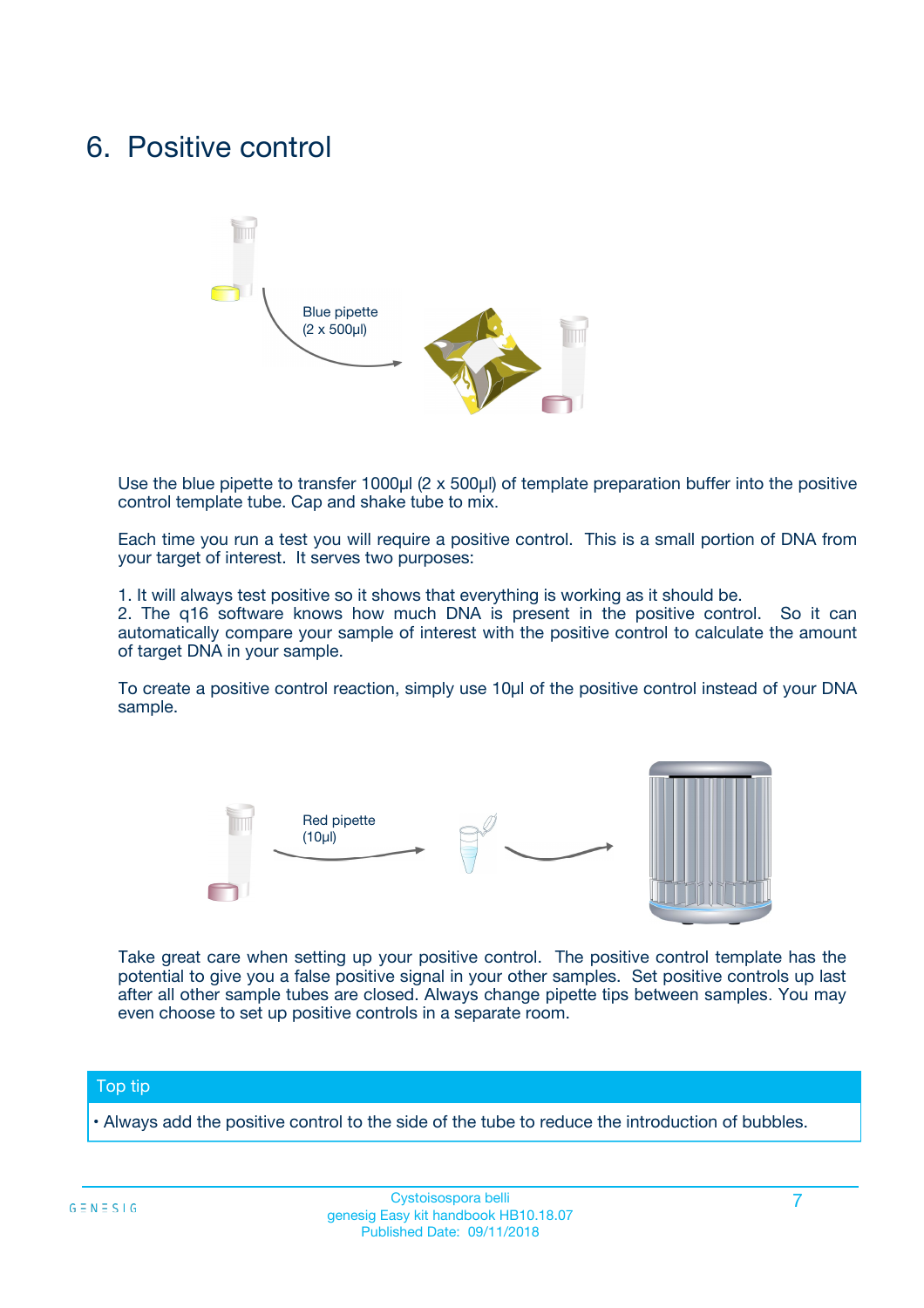# 6. Positive control

Blue pipette
(2 x 500µl)

Use the blue pipette to transfer 1000µl (2 x 500µl) of template preparation buffer into the positive control template tube. Cap and shake tube to mix.

Each time you run a test you will require a positive control. This is a small portion of DNA from your target of interest. It serves two purposes:

1. It will always test positive so it shows that everything is working as it should be.
2. The q16 software knows how much DNA is present in the positive control. So it can automatically compare your sample of interest with the positive control to calculate the amount of target DNA in your sample.

To create a positive control reaction, simply use 10µl of the positive control instead of your DNA sample.

Red pipette
(10µl)

Take great care when setting up your positive control. The positive control template has the potential to give you a false positive signal in your other samples. Set positive controls up last after all other sample tubes are closed. Always change pipette tips between samples. You may even choose to set up positive controls in a separate room.

**Top tip**

- Always add the positive control to the side of the tube to reduce the introduction of bubbles.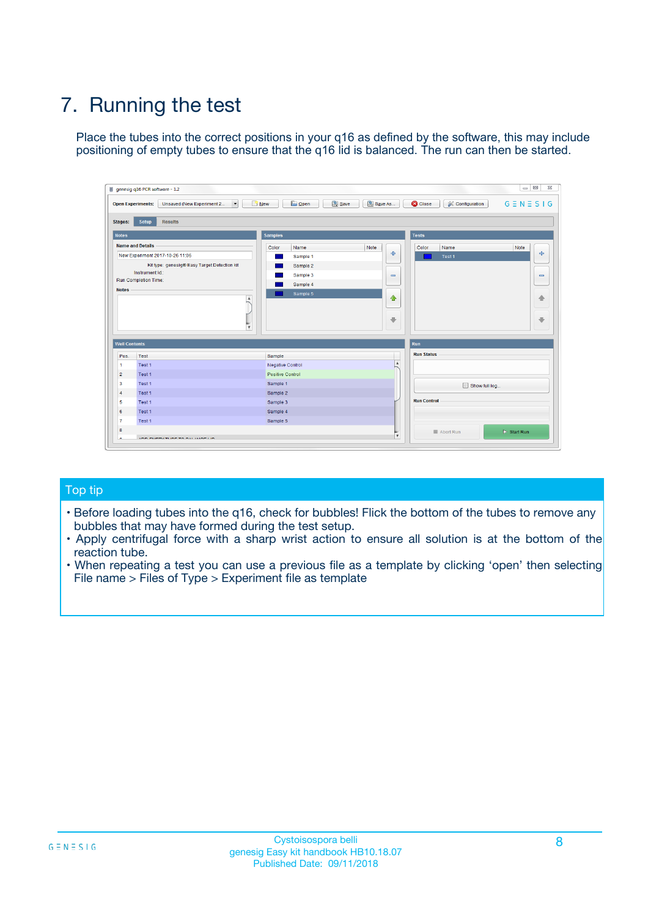# 7. Running the test

Place the tubes into the correct positions in your q16 as defined by the software, this may include positioning of empty tubes to ensure that the q16 lid is balanced. The run can then be started.

## Top tip

- Before loading tubes into the q16, check for bubbles! Flick the bottom of the tubes to remove any bubbles that may have formed during the test setup.
- Apply centrifugal force with a sharp wrist action to ensure all solution is at the bottom of the reaction tube.
- When repeating a test you can use a previous file as a template by clicking 'open' then selecting File name > Files of Type > Experiment file as template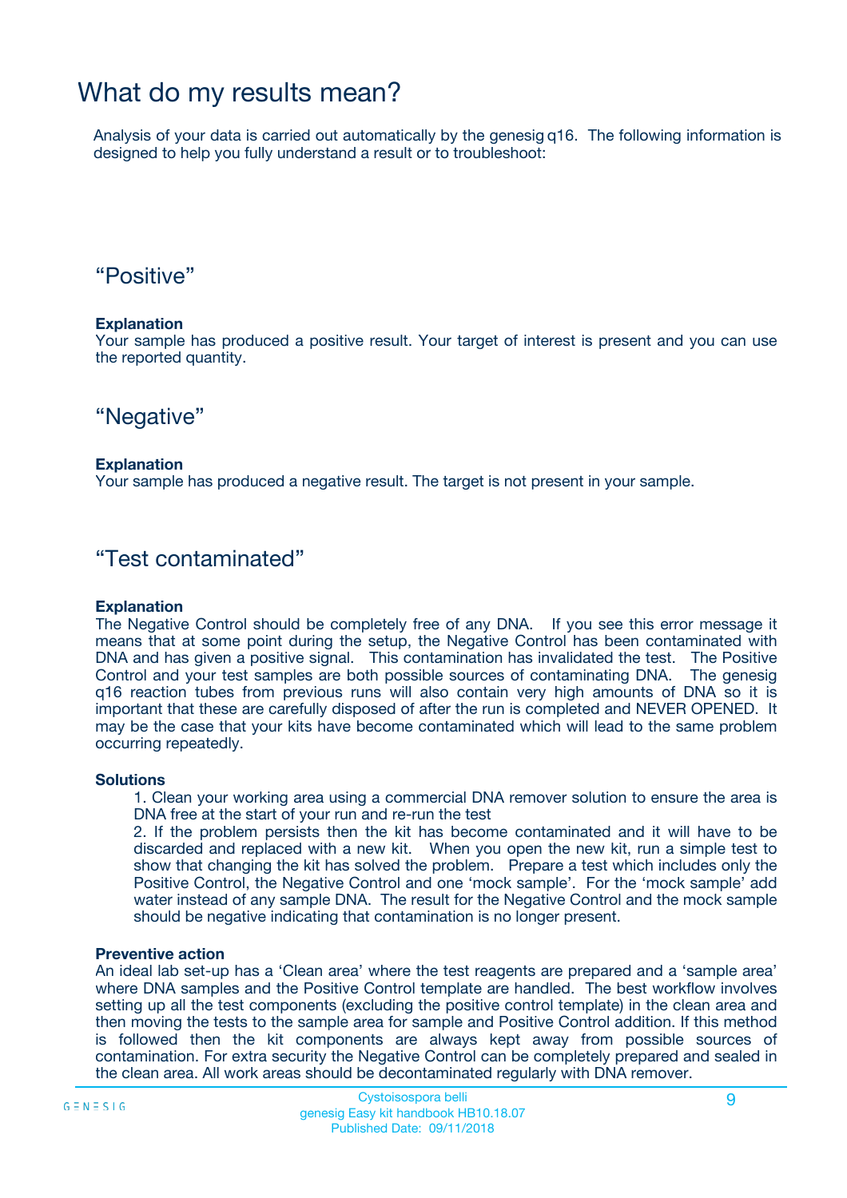# What do my results mean?

Analysis of your data is carried out automatically by the genesig q16. The following information is designed to help you fully understand a result or to troubleshoot:

## "Positive"

**Explanation**
Your sample has produced a positive result. Your target of interest is present and you can use the reported quantity.

## "Negative"

**Explanation**
Your sample has produced a negative result. The target is not present in your sample.

## "Test contaminated"

**Explanation**
The Negative Control should be completely free of any DNA. If you see this error message it means that at some point during the setup, the Negative Control has been contaminated with DNA and has given a positive signal. This contamination has invalidated the test. The Positive Control and your test samples are both possible sources of contaminating DNA. The genesig q16 reaction tubes from previous runs will also contain very high amounts of DNA so it is important that these are carefully disposed of after the run is completed and NEVER OPENED. It may be the case that your kits have become contaminated which will lead to the same problem occurring repeatedly.

**Solutions**

1. Clean your working area using a commercial DNA remover solution to ensure the area is DNA free at the start of your run and re-run the test
2. If the problem persists then the kit has become contaminated and it will have to be discarded and replaced with a new kit. When you open the new kit, run a simple test to show that changing the kit has solved the problem. Prepare a test which includes only the Positive Control, the Negative Control and one 'mock sample'. For the 'mock sample' add water instead of any sample DNA. The result for the Negative Control and the mock sample should be negative indicating that contamination is no longer present.

**Preventive action**
An ideal lab set-up has a 'Clean area' where the test reagents are prepared and a 'sample area' where DNA samples and the Positive Control template are handled. The best workflow involves setting up all the test components (excluding the positive control template) in the clean area and then moving the tests to the sample area for sample and Positive Control addition. If this method is followed then the kit components are always kept away from possible sources of contamination. For extra security the Negative Control can be completely prepared and sealed in the clean area. All work areas should be decontaminated regularly with DNA remover.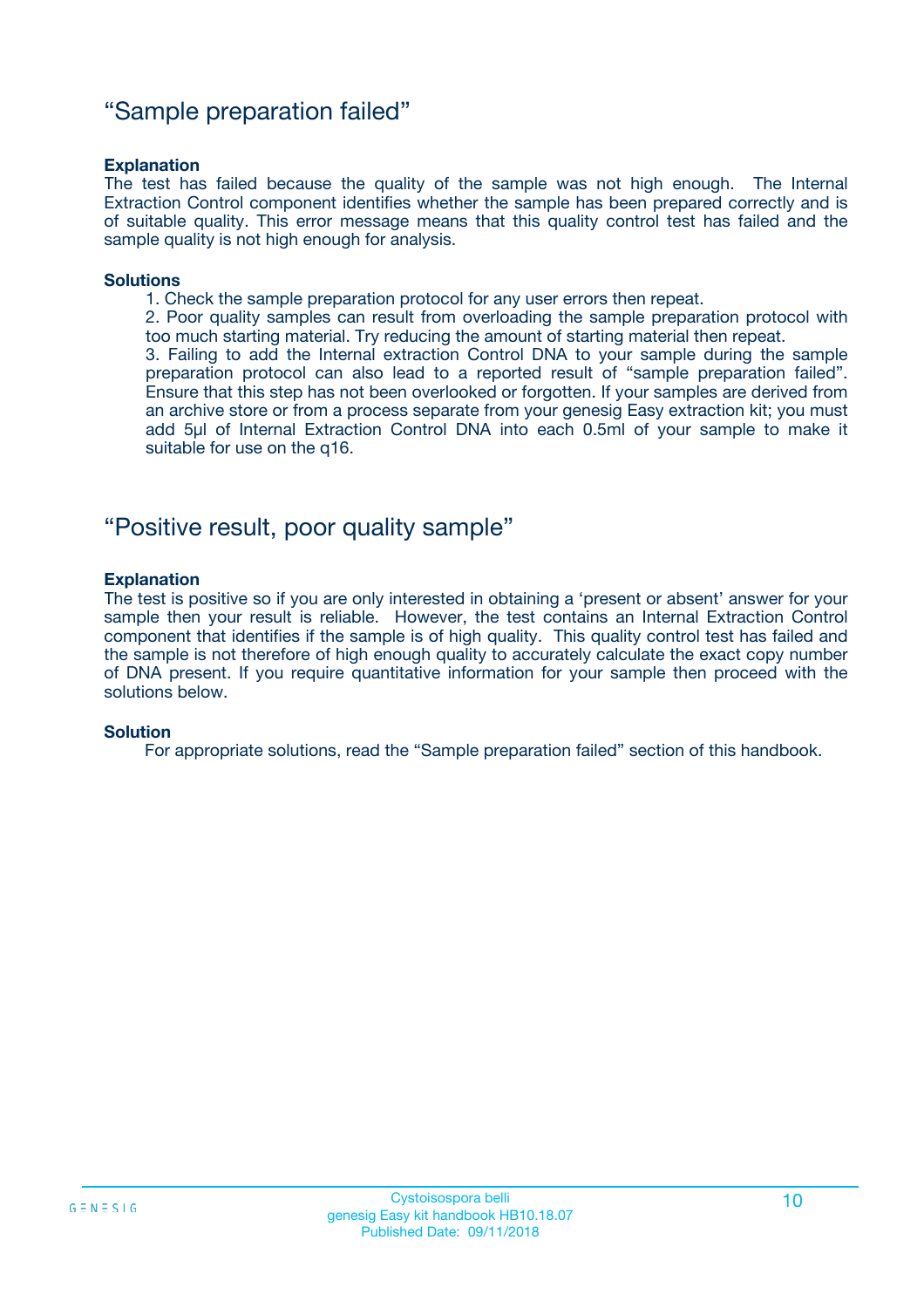## “Sample preparation failed”

**Explanation**

The test has failed because the quality of the sample was not high enough. The Internal Extraction Control component identifies whether the sample has been prepared correctly and is of suitable quality. This error message means that this quality control test has failed and the sample quality is not high enough for analysis.

**Solutions**

1. Check the sample preparation protocol for any user errors then repeat.
2. Poor quality samples can result from overloading the sample preparation protocol with too much starting material. Try reducing the amount of starting material then repeat.
3. Failing to add the Internal extraction Control DNA to your sample during the sample preparation protocol can also lead to a reported result of “sample preparation failed”. Ensure that this step has not been overlooked or forgotten. If your samples are derived from an archive store or from a process separate from your genesig Easy extraction kit; you must add 5µl of Internal Extraction Control DNA into each 0.5ml of your sample to make it suitable for use on the q16.

## “Positive result, poor quality sample”

**Explanation**

The test is positive so if you are only interested in obtaining a ‘present or absent’ answer for your sample then your result is reliable. However, the test contains an Internal Extraction Control component that identifies if the sample is of high quality. This quality control test has failed and the sample is not therefore of high enough quality to accurately calculate the exact copy number of DNA present. If you require quantitative information for your sample then proceed with the solutions below.

**Solution**

For appropriate solutions, read the “Sample preparation failed” section of this handbook.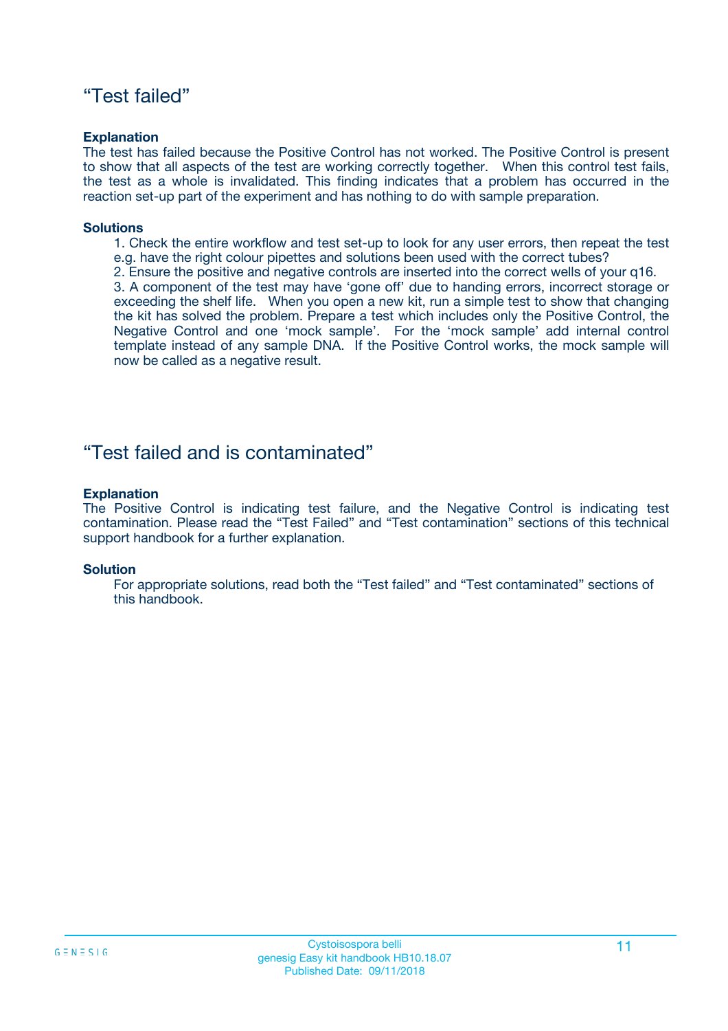## “Test failed”

**Explanation**

The test has failed because the Positive Control has not worked. The Positive Control is present to show that all aspects of the test are working correctly together. When this control test fails, the test as a whole is invalidated. This finding indicates that a problem has occurred in the reaction set-up part of the experiment and has nothing to do with sample preparation.

**Solutions**

1. Check the entire workflow and test set-up to look for any user errors, then repeat the test e.g. have the right colour pipettes and solutions been used with the correct tubes?
2. Ensure the positive and negative controls are inserted into the correct wells of your q16.
3. A component of the test may have ‘gone off’ due to handing errors, incorrect storage or exceeding the shelf life. When you open a new kit, run a simple test to show that changing the kit has solved the problem. Prepare a test which includes only the Positive Control, the Negative Control and one ‘mock sample’. For the ‘mock sample’ add internal control template instead of any sample DNA. If the Positive Control works, the mock sample will now be called as a negative result.

## “Test failed and is contaminated”

**Explanation**

The Positive Control is indicating test failure, and the Negative Control is indicating test contamination. Please read the “Test Failed” and “Test contamination” sections of this technical support handbook for a further explanation.

**Solution**

For appropriate solutions, read both the “Test failed” and “Test contaminated” sections of this handbook.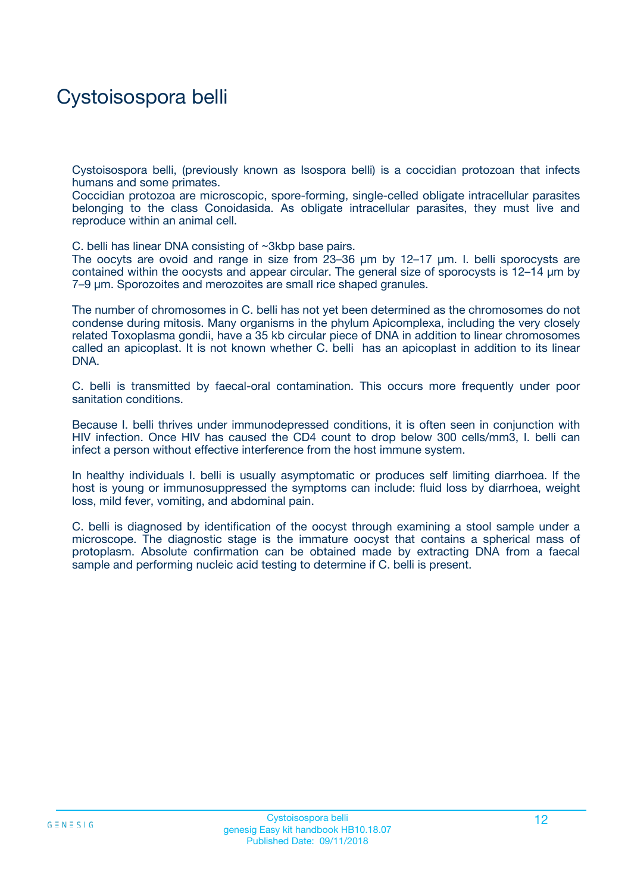# Cystoisospora belli

Cystoisospora belli, (previously known as Isospora belli) is a coccidian protozoan that infects humans and some primates.
Coccidian protozoa are microscopic, spore-forming, single-celled obligate intracellular parasites belonging to the class Conoidasida. As obligate intracellular parasites, they must live and reproduce within an animal cell.

C. belli has linear DNA consisting of ~3kbp base pairs.
The oocyts are ovoid and range in size from 23–36 μm by 12–17 μm. I. belli sporocysts are contained within the oocysts and appear circular. The general size of sporocysts is 12–14 μm by 7–9 μm. Sporozoites and merozoites are small rice shaped granules.

The number of chromosomes in C. belli has not yet been determined as the chromosomes do not condense during mitosis. Many organisms in the phylum Apicomplexa, including the very closely related Toxoplasma gondii, have a 35 kb circular piece of DNA in addition to linear chromosomes called an apicoplast. It is not known whether C. belli has an apicoplast in addition to its linear DNA.

C. belli is transmitted by faecal-oral contamination. This occurs more frequently under poor sanitation conditions.

Because I. belli thrives under immunodepressed conditions, it is often seen in conjunction with HIV infection. Once HIV has caused the CD4 count to drop below 300 cells/mm3, I. belli can infect a person without effective interference from the host immune system.

In healthy individuals I. belli is usually asymptomatic or produces self limiting diarrhoea. If the host is young or immunosuppressed the symptoms can include: fluid loss by diarrhoea, weight loss, mild fever, vomiting, and abdominal pain.

C. belli is diagnosed by identification of the oocyst through examining a stool sample under a microscope. The diagnostic stage is the immature oocyst that contains a spherical mass of protoplasm. Absolute confirmation can be obtained made by extracting DNA from a faecal sample and performing nucleic acid testing to determine if C. belli is present.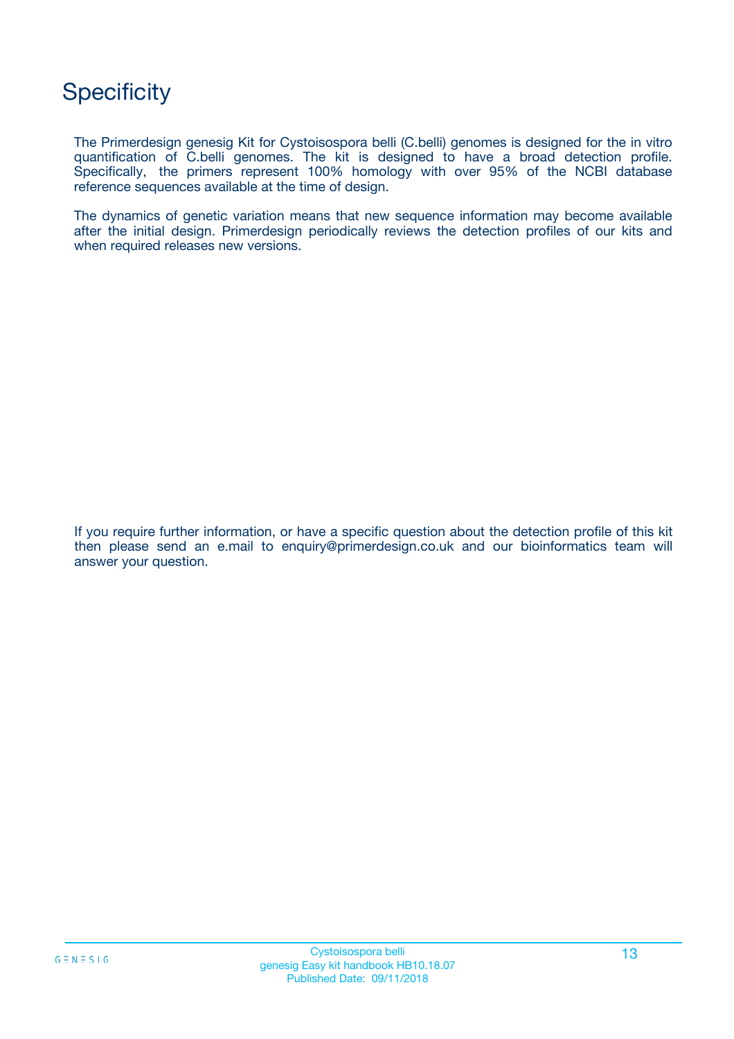# Specificity

The Primerdesign genesig Kit for Cystoisospora belli (C.belli) genomes is designed for the in vitro quantification of C.belli genomes. The kit is designed to have a broad detection profile. Specifically, the primers represent 100% homology with over 95% of the NCBI database reference sequences available at the time of design.

The dynamics of genetic variation means that new sequence information may become available after the initial design. Primerdesign periodically reviews the detection profiles of our kits and when required releases new versions.

If you require further information, or have a specific question about the detection profile of this kit then please send an e.mail to enquiry@primerdesign.co.uk and our bioinformatics team will answer your question.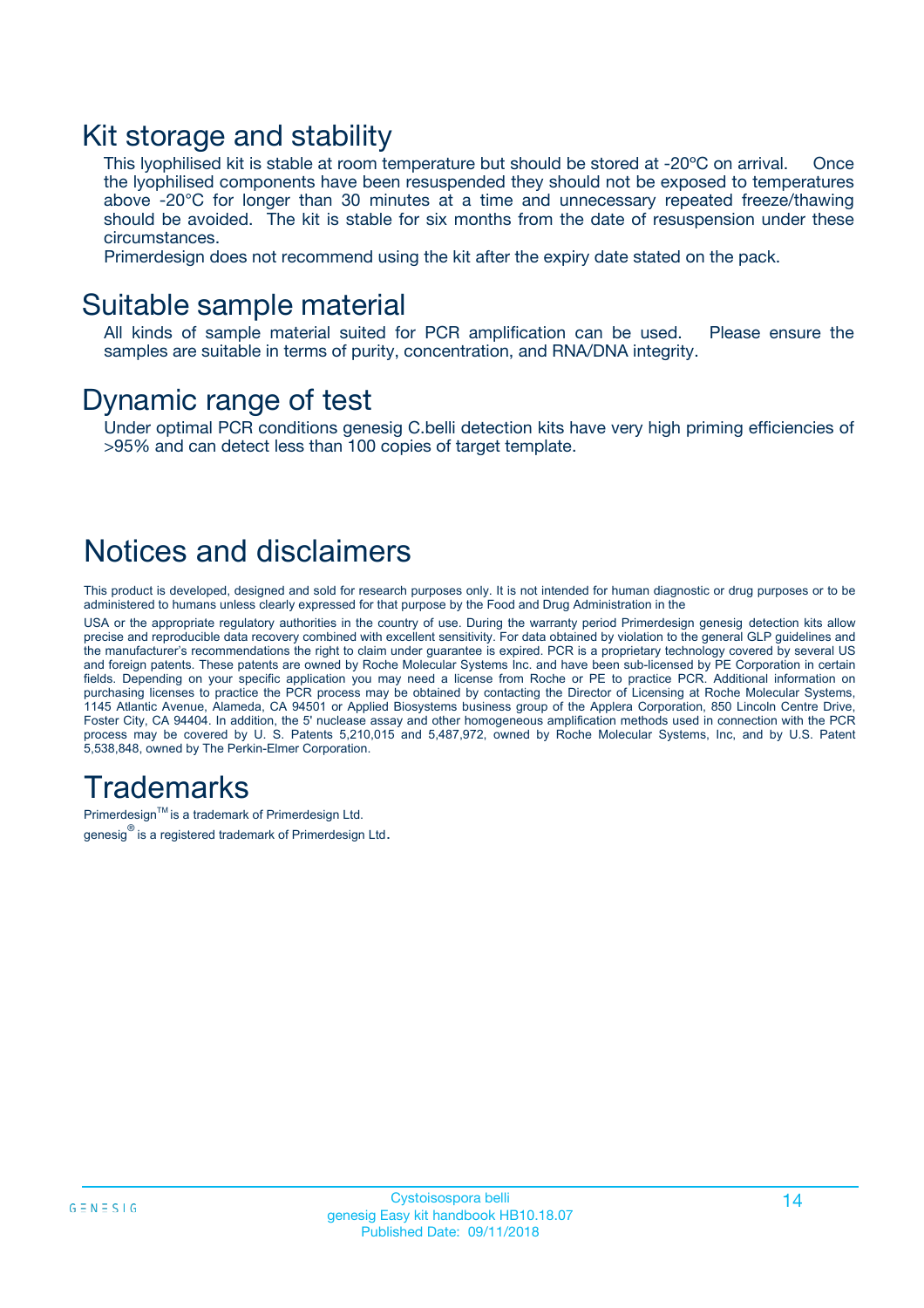## Kit storage and stability

This lyophilised kit is stable at room temperature but should be stored at -20ºC on arrival. Once the lyophilised components have been resuspended they should not be exposed to temperatures above -20°C for longer than 30 minutes at a time and unnecessary repeated freeze/thawing should be avoided. The kit is stable for six months from the date of resuspension under these circumstances.

Primerdesign does not recommend using the kit after the expiry date stated on the pack.

## Suitable sample material

All kinds of sample material suited for PCR amplification can be used. Please ensure the samples are suitable in terms of purity, concentration, and RNA/DNA integrity.

## Dynamic range of test

Under optimal PCR conditions genesig C.belli detection kits have very high priming efficiencies of >95% and can detect less than 100 copies of target template.

# Notices and disclaimers

This product is developed, designed and sold for research purposes only. It is not intended for human diagnostic or drug purposes or to be administered to humans unless clearly expressed for that purpose by the Food and Drug Administration in the USA or the appropriate regulatory authorities in the country of use. During the warranty period Primerdesign genesig detection kits allow precise and reproducible data recovery combined with excellent sensitivity. For data obtained by violation to the general GLP guidelines and the manufacturer's recommendations the right to claim under guarantee is expired. PCR is a proprietary technology covered by several US and foreign patents. These patents are owned by Roche Molecular Systems Inc. and have been sub-licensed by PE Corporation in certain fields. Depending on your specific application you may need a license from Roche or PE to practice PCR. Additional information on purchasing licenses to practice the PCR process may be obtained by contacting the Director of Licensing at Roche Molecular Systems, 1145 Atlantic Avenue, Alameda, CA 94501 or Applied Biosystems business group of the Applera Corporation, 850 Lincoln Centre Drive, Foster City, CA 94404. In addition, the 5' nuclease assay and other homogeneous amplification methods used in connection with the PCR process may be covered by U. S. Patents 5,210,015 and 5,487,972, owned by Roche Molecular Systems, Inc, and by U.S. Patent 5,538,848, owned by The Perkin-Elmer Corporation.

# Trademarks

Primerdesign™ is a trademark of Primerdesign Ltd.

genesig® is a registered trademark of Primerdesign Ltd.